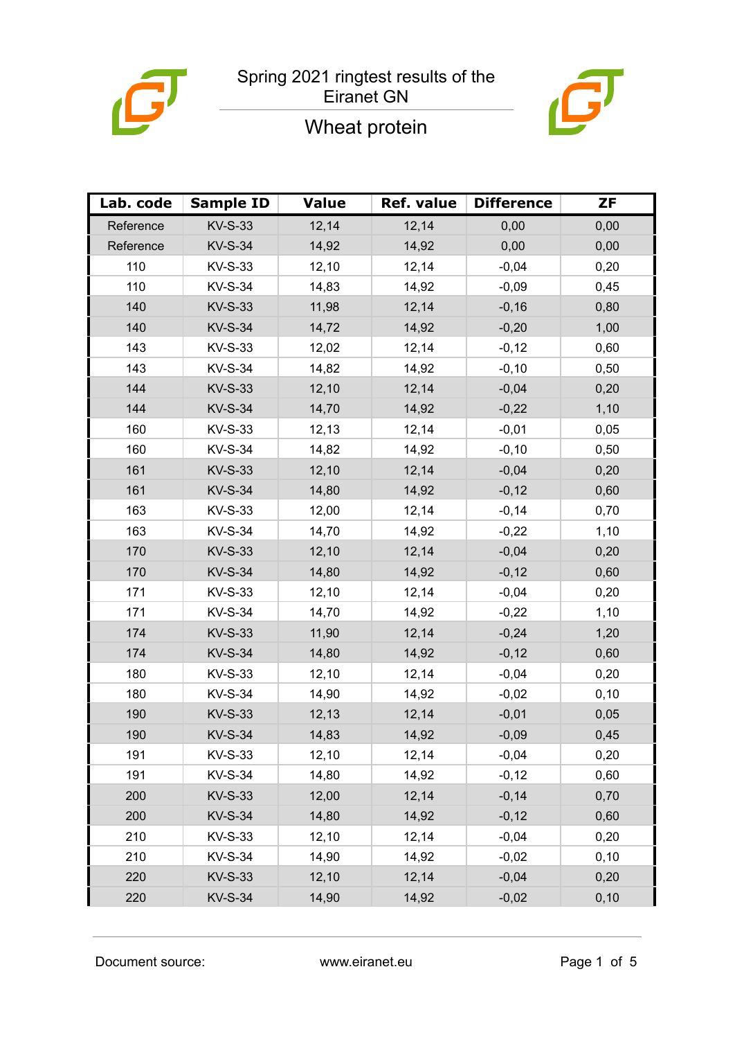# Spring 2021 ringtest results of the Eiranet GN

## Wheat protein

| Lab. code | Sample ID | Value | Ref. value | Difference | ZF |
|---|---|---|---|---|---|
| Reference | KV-S-33 | 12,14 | 12,14 | 0,00 | 0,00 |
| Reference | KV-S-34 | 14,92 | 14,92 | 0,00 | 0,00 |
| 110 | KV-S-33 | 12,10 | 12,14 | -0,04 | 0,20 |
| 110 | KV-S-34 | 14,83 | 14,92 | -0,09 | 0,45 |
| 140 | KV-S-33 | 11,98 | 12,14 | -0,16 | 0,80 |
| 140 | KV-S-34 | 14,72 | 14,92 | -0,20 | 1,00 |
| 143 | KV-S-33 | 12,02 | 12,14 | -0,12 | 0,60 |
| 143 | KV-S-34 | 14,82 | 14,92 | -0,10 | 0,50 |
| 144 | KV-S-33 | 12,10 | 12,14 | -0,04 | 0,20 |
| 144 | KV-S-34 | 14,70 | 14,92 | -0,22 | 1,10 |
| 160 | KV-S-33 | 12,13 | 12,14 | -0,01 | 0,05 |
| 160 | KV-S-34 | 14,82 | 14,92 | -0,10 | 0,50 |
| 161 | KV-S-33 | 12,10 | 12,14 | -0,04 | 0,20 |
| 161 | KV-S-34 | 14,80 | 14,92 | -0,12 | 0,60 |
| 163 | KV-S-33 | 12,00 | 12,14 | -0,14 | 0,70 |
| 163 | KV-S-34 | 14,70 | 14,92 | -0,22 | 1,10 |
| 170 | KV-S-33 | 12,10 | 12,14 | -0,04 | 0,20 |
| 170 | KV-S-34 | 14,80 | 14,92 | -0,12 | 0,60 |
| 171 | KV-S-33 | 12,10 | 12,14 | -0,04 | 0,20 |
| 171 | KV-S-34 | 14,70 | 14,92 | -0,22 | 1,10 |
| 174 | KV-S-33 | 11,90 | 12,14 | -0,24 | 1,20 |
| 174 | KV-S-34 | 14,80 | 14,92 | -0,12 | 0,60 |
| 180 | KV-S-33 | 12,10 | 12,14 | -0,04 | 0,20 |
| 180 | KV-S-34 | 14,90 | 14,92 | -0,02 | 0,10 |
| 190 | KV-S-33 | 12,13 | 12,14 | -0,01 | 0,05 |
| 190 | KV-S-34 | 14,83 | 14,92 | -0,09 | 0,45 |
| 191 | KV-S-33 | 12,10 | 12,14 | -0,04 | 0,20 |
| 191 | KV-S-34 | 14,80 | 14,92 | -0,12 | 0,60 |
| 200 | KV-S-33 | 12,00 | 12,14 | -0,14 | 0,70 |
| 200 | KV-S-34 | 14,80 | 14,92 | -0,12 | 0,60 |
| 210 | KV-S-33 | 12,10 | 12,14 | -0,04 | 0,20 |
| 210 | KV-S-34 | 14,90 | 14,92 | -0,02 | 0,10 |
| 220 | KV-S-33 | 12,10 | 12,14 | -0,04 | 0,20 |
| 220 | KV-S-34 | 14,90 | 14,92 | -0,02 | 0,10 |

Document source: www.eiranet.eu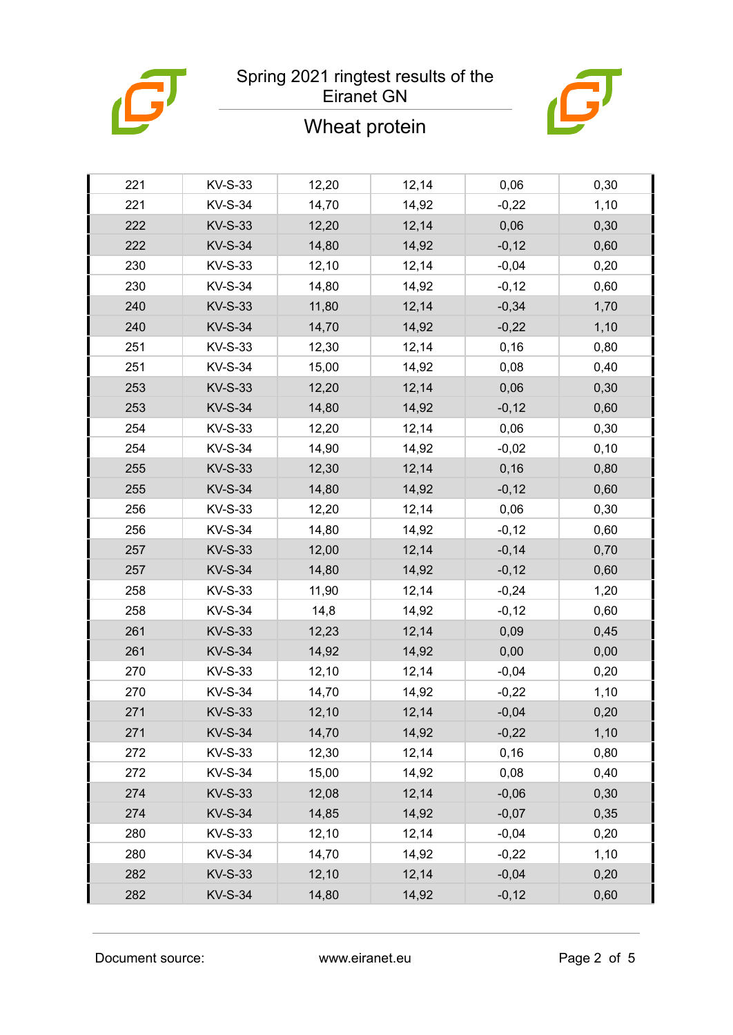Spring 2021 ringtest results of the Eiranet GN

## Wheat protein

| | | | | | |
|---|---|---|---|---|---|
| 221 | KV-S-33 | 12,20 | 12,14 | 0,06 | 0,30 |
| 221 | KV-S-34 | 14,70 | 14,92 | -0,22 | 1,10 |
| 222 | KV-S-33 | 12,20 | 12,14 | 0,06 | 0,30 |
| 222 | KV-S-34 | 14,80 | 14,92 | -0,12 | 0,60 |
| 230 | KV-S-33 | 12,10 | 12,14 | -0,04 | 0,20 |
| 230 | KV-S-34 | 14,80 | 14,92 | -0,12 | 0,60 |
| 240 | KV-S-33 | 11,80 | 12,14 | -0,34 | 1,70 |
| 240 | KV-S-34 | 14,70 | 14,92 | -0,22 | 1,10 |
| 251 | KV-S-33 | 12,30 | 12,14 | 0,16 | 0,80 |
| 251 | KV-S-34 | 15,00 | 14,92 | 0,08 | 0,40 |
| 253 | KV-S-33 | 12,20 | 12,14 | 0,06 | 0,30 |
| 253 | KV-S-34 | 14,80 | 14,92 | -0,12 | 0,60 |
| 254 | KV-S-33 | 12,20 | 12,14 | 0,06 | 0,30 |
| 254 | KV-S-34 | 14,90 | 14,92 | -0,02 | 0,10 |
| 255 | KV-S-33 | 12,30 | 12,14 | 0,16 | 0,80 |
| 255 | KV-S-34 | 14,80 | 14,92 | -0,12 | 0,60 |
| 256 | KV-S-33 | 12,20 | 12,14 | 0,06 | 0,30 |
| 256 | KV-S-34 | 14,80 | 14,92 | -0,12 | 0,60 |
| 257 | KV-S-33 | 12,00 | 12,14 | -0,14 | 0,70 |
| 257 | KV-S-34 | 14,80 | 14,92 | -0,12 | 0,60 |
| 258 | KV-S-33 | 11,90 | 12,14 | -0,24 | 1,20 |
| 258 | KV-S-34 | 14,8 | 14,92 | -0,12 | 0,60 |
| 261 | KV-S-33 | 12,23 | 12,14 | 0,09 | 0,45 |
| 261 | KV-S-34 | 14,92 | 14,92 | 0,00 | 0,00 |
| 270 | KV-S-33 | 12,10 | 12,14 | -0,04 | 0,20 |
| 270 | KV-S-34 | 14,70 | 14,92 | -0,22 | 1,10 |
| 271 | KV-S-33 | 12,10 | 12,14 | -0,04 | 0,20 |
| 271 | KV-S-34 | 14,70 | 14,92 | -0,22 | 1,10 |
| 272 | KV-S-33 | 12,30 | 12,14 | 0,16 | 0,80 |
| 272 | KV-S-34 | 15,00 | 14,92 | 0,08 | 0,40 |
| 274 | KV-S-33 | 12,08 | 12,14 | -0,06 | 0,30 |
| 274 | KV-S-34 | 14,85 | 14,92 | -0,07 | 0,35 |
| 280 | KV-S-33 | 12,10 | 12,14 | -0,04 | 0,20 |
| 280 | KV-S-34 | 14,70 | 14,92 | -0,22 | 1,10 |
| 282 | KV-S-33 | 12,10 | 12,14 | -0,04 | 0,20 |
| 282 | KV-S-34 | 14,80 | 14,92 | -0,12 | 0,60 |

Document source: www.eiranet.eu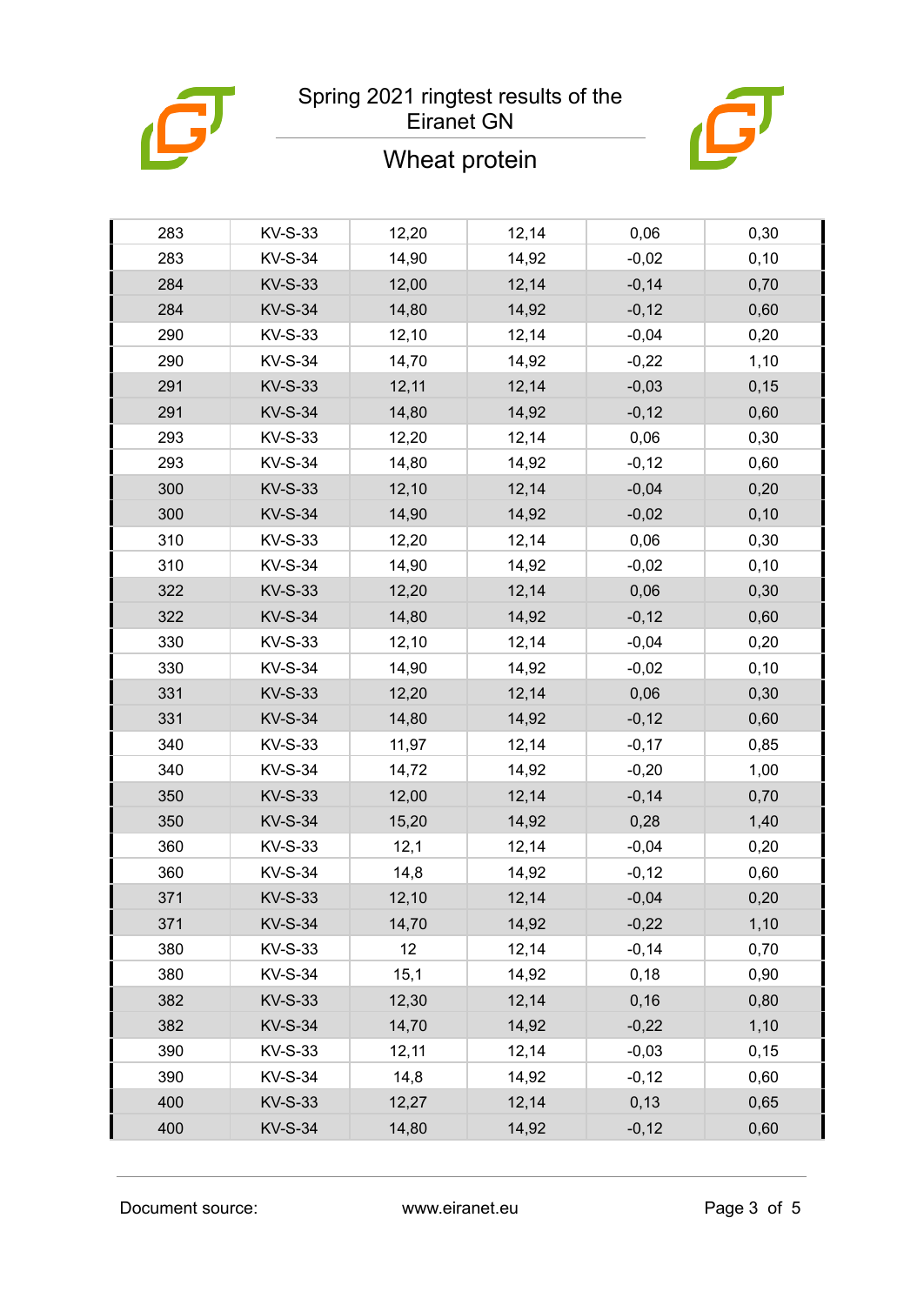| | | | | | |
|---|---|---|---|---|---|
| 283 | KV-S-33 | 12,20 | 12,14 | 0,06 | 0,30 |
| 283 | KV-S-34 | 14,90 | 14,92 | -0,02 | 0,10 |
| 284 | KV-S-33 | 12,00 | 12,14 | -0,14 | 0,70 |
| 284 | KV-S-34 | 14,80 | 14,92 | -0,12 | 0,60 |
| 290 | KV-S-33 | 12,10 | 12,14 | -0,04 | 0,20 |
| 290 | KV-S-34 | 14,70 | 14,92 | -0,22 | 1,10 |
| 291 | KV-S-33 | 12,11 | 12,14 | -0,03 | 0,15 |
| 291 | KV-S-34 | 14,80 | 14,92 | -0,12 | 0,60 |
| 293 | KV-S-33 | 12,20 | 12,14 | 0,06 | 0,30 |
| 293 | KV-S-34 | 14,80 | 14,92 | -0,12 | 0,60 |
| 300 | KV-S-33 | 12,10 | 12,14 | -0,04 | 0,20 |
| 300 | KV-S-34 | 14,90 | 14,92 | -0,02 | 0,10 |
| 310 | KV-S-33 | 12,20 | 12,14 | 0,06 | 0,30 |
| 310 | KV-S-34 | 14,90 | 14,92 | -0,02 | 0,10 |
| 322 | KV-S-33 | 12,20 | 12,14 | 0,06 | 0,30 |
| 322 | KV-S-34 | 14,80 | 14,92 | -0,12 | 0,60 |
| 330 | KV-S-33 | 12,10 | 12,14 | -0,04 | 0,20 |
| 330 | KV-S-34 | 14,90 | 14,92 | -0,02 | 0,10 |
| 331 | KV-S-33 | 12,20 | 12,14 | 0,06 | 0,30 |
| 331 | KV-S-34 | 14,80 | 14,92 | -0,12 | 0,60 |
| 340 | KV-S-33 | 11,97 | 12,14 | -0,17 | 0,85 |
| 340 | KV-S-34 | 14,72 | 14,92 | -0,20 | 1,00 |
| 350 | KV-S-33 | 12,00 | 12,14 | -0,14 | 0,70 |
| 350 | KV-S-34 | 15,20 | 14,92 | 0,28 | 1,40 |
| 360 | KV-S-33 | 12,1 | 12,14 | -0,04 | 0,20 |
| 360 | KV-S-34 | 14,8 | 14,92 | -0,12 | 0,60 |
| 371 | KV-S-33 | 12,10 | 12,14 | -0,04 | 0,20 |
| 371 | KV-S-34 | 14,70 | 14,92 | -0,22 | 1,10 |
| 380 | KV-S-33 | 12 | 12,14 | -0,14 | 0,70 |
| 380 | KV-S-34 | 15,1 | 14,92 | 0,18 | 0,90 |
| 382 | KV-S-33 | 12,30 | 12,14 | 0,16 | 0,80 |
| 382 | KV-S-34 | 14,70 | 14,92 | -0,22 | 1,10 |
| 390 | KV-S-33 | 12,11 | 12,14 | -0,03 | 0,15 |
| 390 | KV-S-34 | 14,8 | 14,92 | -0,12 | 0,60 |
| 400 | KV-S-33 | 12,27 | 12,14 | 0,13 | 0,65 |
| 400 | KV-S-34 | 14,80 | 14,92 | -0,12 | 0,60 |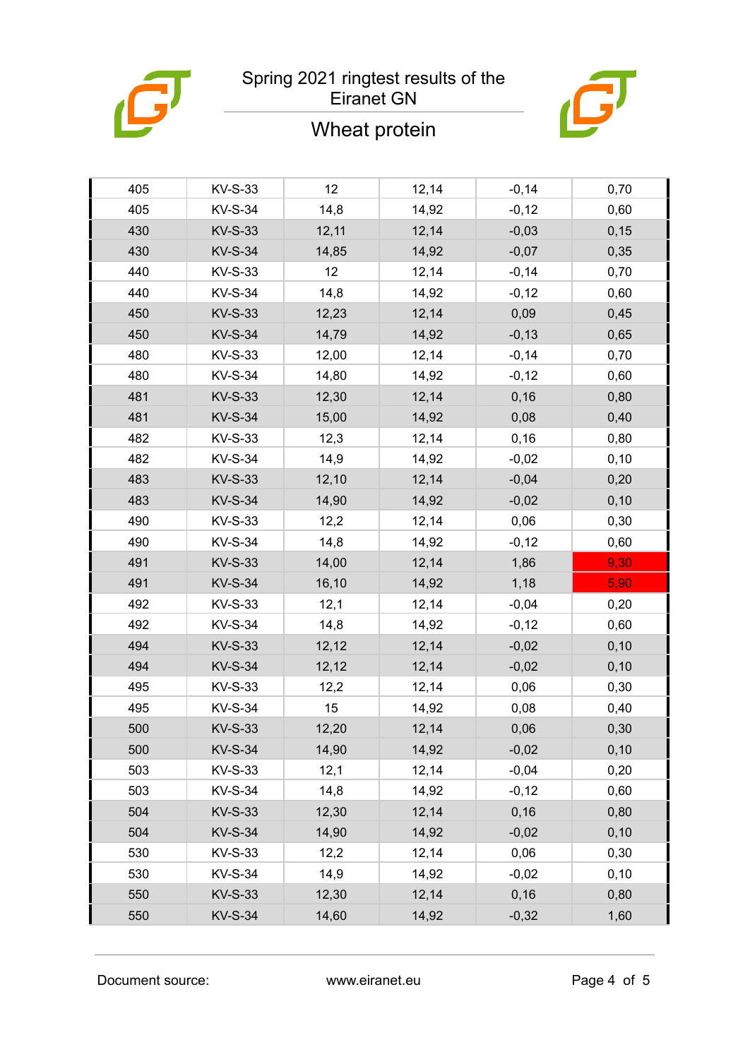# Spring 2021 ringtest results of the Eiranet GN

## Wheat protein

| | | | | | |
|---|---|---|---|---|---|
| 405 | KV-S-33 | 12 | 12,14 | -0,14 | 0,70 |
| 405 | KV-S-34 | 14,8 | 14,92 | -0,12 | 0,60 |
| 430 | KV-S-33 | 12,11 | 12,14 | -0,03 | 0,15 |
| 430 | KV-S-34 | 14,85 | 14,92 | -0,07 | 0,35 |
| 440 | KV-S-33 | 12 | 12,14 | -0,14 | 0,70 |
| 440 | KV-S-34 | 14,8 | 14,92 | -0,12 | 0,60 |
| 450 | KV-S-33 | 12,23 | 12,14 | 0,09 | 0,45 |
| 450 | KV-S-34 | 14,79 | 14,92 | -0,13 | 0,65 |
| 480 | KV-S-33 | 12,00 | 12,14 | -0,14 | 0,70 |
| 480 | KV-S-34 | 14,80 | 14,92 | -0,12 | 0,60 |
| 481 | KV-S-33 | 12,30 | 12,14 | 0,16 | 0,80 |
| 481 | KV-S-34 | 15,00 | 14,92 | 0,08 | 0,40 |
| 482 | KV-S-33 | 12,3 | 12,14 | 0,16 | 0,80 |
| 482 | KV-S-34 | 14,9 | 14,92 | -0,02 | 0,10 |
| 483 | KV-S-33 | 12,10 | 12,14 | -0,04 | 0,20 |
| 483 | KV-S-34 | 14,90 | 14,92 | -0,02 | 0,10 |
| 490 | KV-S-33 | 12,2 | 12,14 | 0,06 | 0,30 |
| 490 | KV-S-34 | 14,8 | 14,92 | -0,12 | 0,60 |
| 491 | KV-S-33 | 14,00 | 12,14 | 1,86 | 9,30 |
| 491 | KV-S-34 | 16,10 | 14,92 | 1,18 | 5,90 |
| 492 | KV-S-33 | 12,1 | 12,14 | -0,04 | 0,20 |
| 492 | KV-S-34 | 14,8 | 14,92 | -0,12 | 0,60 |
| 494 | KV-S-33 | 12,12 | 12,14 | -0,02 | 0,10 |
| 494 | KV-S-34 | 12,12 | 12,14 | -0,02 | 0,10 |
| 495 | KV-S-33 | 12,2 | 12,14 | 0,06 | 0,30 |
| 495 | KV-S-34 | 15 | 14,92 | 0,08 | 0,40 |
| 500 | KV-S-33 | 12,20 | 12,14 | 0,06 | 0,30 |
| 500 | KV-S-34 | 14,90 | 14,92 | -0,02 | 0,10 |
| 503 | KV-S-33 | 12,1 | 12,14 | -0,04 | 0,20 |
| 503 | KV-S-34 | 14,8 | 14,92 | -0,12 | 0,60 |
| 504 | KV-S-33 | 12,30 | 12,14 | 0,16 | 0,80 |
| 504 | KV-S-34 | 14,90 | 14,92 | -0,02 | 0,10 |
| 530 | KV-S-33 | 12,2 | 12,14 | 0,06 | 0,30 |
| 530 | KV-S-34 | 14,9 | 14,92 | -0,02 | 0,10 |
| 550 | KV-S-33 | 12,30 | 12,14 | 0,16 | 0,80 |
| 550 | KV-S-34 | 14,60 | 14,92 | -0,32 | 1,60 |

Document source: www.eiranet.eu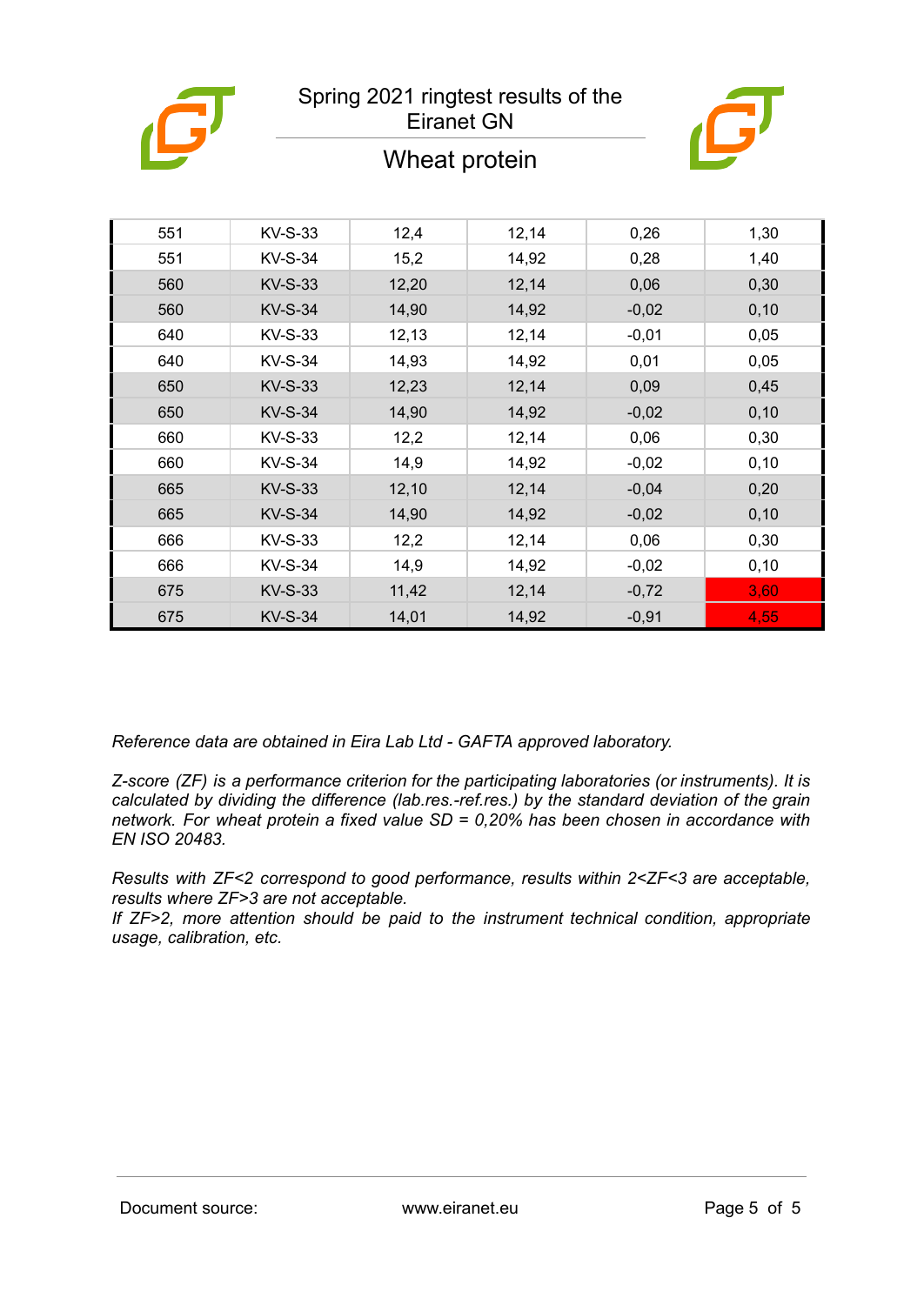| | | | | | |
|---|---|---|---|---|---|
| 551 | KV-S-33 | 12,4 | 12,14 | 0,26 | 1,30 |
| 551 | KV-S-34 | 15,2 | 14,92 | 0,28 | 1,40 |
| 560 | KV-S-33 | 12,20 | 12,14 | 0,06 | 0,30 |
| 560 | KV-S-34 | 14,90 | 14,92 | -0,02 | 0,10 |
| 640 | KV-S-33 | 12,13 | 12,14 | -0,01 | 0,05 |
| 640 | KV-S-34 | 14,93 | 14,92 | 0,01 | 0,05 |
| 650 | KV-S-33 | 12,23 | 12,14 | 0,09 | 0,45 |
| 650 | KV-S-34 | 14,90 | 14,92 | -0,02 | 0,10 |
| 660 | KV-S-33 | 12,2 | 12,14 | 0,06 | 0,30 |
| 660 | KV-S-34 | 14,9 | 14,92 | -0,02 | 0,10 |
| 665 | KV-S-33 | 12,10 | 12,14 | -0,04 | 0,20 |
| 665 | KV-S-34 | 14,90 | 14,92 | -0,02 | 0,10 |
| 666 | KV-S-33 | 12,2 | 12,14 | 0,06 | 0,30 |
| 666 | KV-S-34 | 14,9 | 14,92 | -0,02 | 0,10 |
| 675 | KV-S-33 | 11,42 | 12,14 | -0,72 | 3,60 |
| 675 | KV-S-34 | 14,01 | 14,92 | -0,91 | 4,55 |

*Reference data are obtained in Eira Lab Ltd - GAFTA approved laboratory.*

*Z-score (ZF) is a performance criterion for the participating laboratories (or instruments). It is calculated by dividing the difference (lab.res.-ref.res.) by the standard deviation of the grain network. For wheat protein a fixed value SD = 0,20% has been chosen in accordance with EN ISO 20483.*

*Results with ZF<2 correspond to good performance, results within 2<ZF<3 are acceptable, results where ZF>3 are not acceptable.*
*If ZF>2, more attention should be paid to the instrument technical condition, appropriate usage, calibration, etc.*